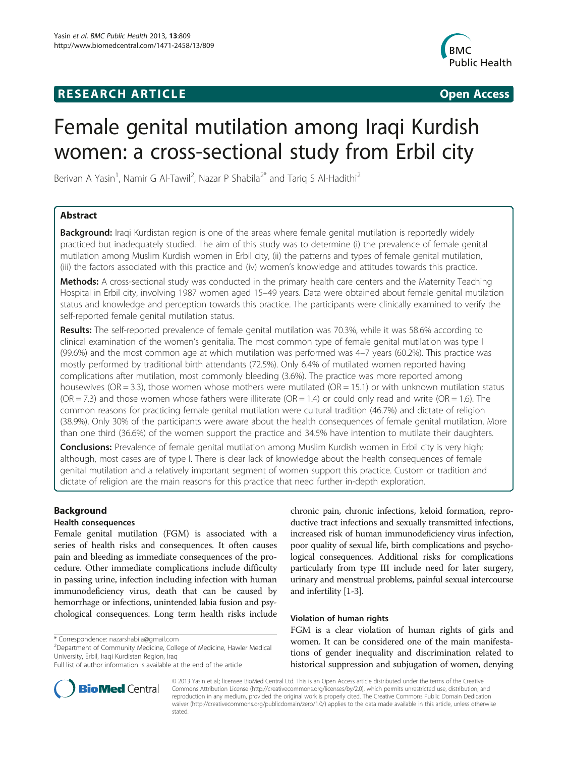**RESEARCH ARTICLE** **Open Access**

# Female genital mutilation among Iraqi Kurdish women: a cross-sectional study from Erbil city

Berivan A Yasin[1], Namir G Al-Tawil[2], Nazar P Shabila[2*] and Tariq S Al-Hadithi[2]

## Abstract

**Background:** Iraqi Kurdistan region is one of the areas where female genital mutilation is reportedly widely practiced but inadequately studied. The aim of this study was to determine (i) the prevalence of female genital mutilation among Muslim Kurdish women in Erbil city, (ii) the patterns and types of female genital mutilation, (iii) the factors associated with this practice and (iv) women's knowledge and attitudes towards this practice.

**Methods:** A cross-sectional study was conducted in the primary health care centers and the Maternity Teaching Hospital in Erbil city, involving 1987 women aged 15–49 years. Data were obtained about female genital mutilation status and knowledge and perception towards this practice. The participants were clinically examined to verify the self-reported female genital mutilation status.

**Results:** The self-reported prevalence of female genital mutilation was 70.3%, while it was 58.6% according to clinical examination of the women's genitalia. The most common type of female genital mutilation was type I (99.6%) and the most common age at which mutilation was performed was 4–7 years (60.2%). This practice was mostly performed by traditional birth attendants (72.5%). Only 6.4% of mutilated women reported having complications after mutilation, most commonly bleeding (3.6%). The practice was more reported among housewives (OR = 3.3), those women whose mothers were mutilated (OR = 15.1) or with unknown mutilation status (OR = 7.3) and those women whose fathers were illiterate (OR = 1.4) or could only read and write (OR = 1.6). The common reasons for practicing female genital mutilation were cultural tradition (46.7%) and dictate of religion (38.9%). Only 30% of the participants were aware about the health consequences of female genital mutilation. More than one third (36.6%) of the women support the practice and 34.5% have intention to mutilate their daughters.

**Conclusions:** Prevalence of female genital mutilation among Muslim Kurdish women in Erbil city is very high; although, most cases are of type I. There is clear lack of knowledge about the health consequences of female genital mutilation and a relatively important segment of women support this practice. Custom or tradition and dictate of religion are the main reasons for this practice that need further in-depth exploration.

## Background

### Health consequences

Female genital mutilation (FGM) is associated with a series of health risks and consequences. It often causes pain and bleeding as immediate consequences of the procedure. Other immediate complications include difficulty in passing urine, infection including infection with human immunodeficiency virus, death that can be caused by hemorrhage or infections, unintended labia fusion and psychological consequences. Long term health risks include chronic pain, chronic infections, keloid formation, reproductive tract infections and sexually transmitted infections, increased risk of human immunodeficiency virus infection, poor quality of sexual life, birth complications and psychological consequences. Additional risks for complications particularly from type III include need for later surgery, urinary and menstrual problems, painful sexual intercourse and infertility [1-3].

### Violation of human rights

FGM is a clear violation of human rights of girls and women. It can be considered one of the main manifestations of gender inequality and discrimination related to historical suppression and subjugation of women, denying

\* Correspondence: nazarshabila@gmail.com
[2]Department of Community Medicine, College of Medicine, Hawler Medical University, Erbil, Iraqi Kurdistan Region, Iraq
Full list of author information is available at the end of the article

© 2013 Yasin et al.; licensee BioMed Central Ltd. This is an Open Access article distributed under the terms of the Creative Commons Attribution License (http://creativecommons.org/licenses/by/2.0), which permits unrestricted use, distribution, and reproduction in any medium, provided the original work is properly cited. The Creative Commons Public Domain Dedication waiver (http://creativecommons.org/publicdomain/zero/1.0/) applies to the data made available in this article, unless otherwise stated.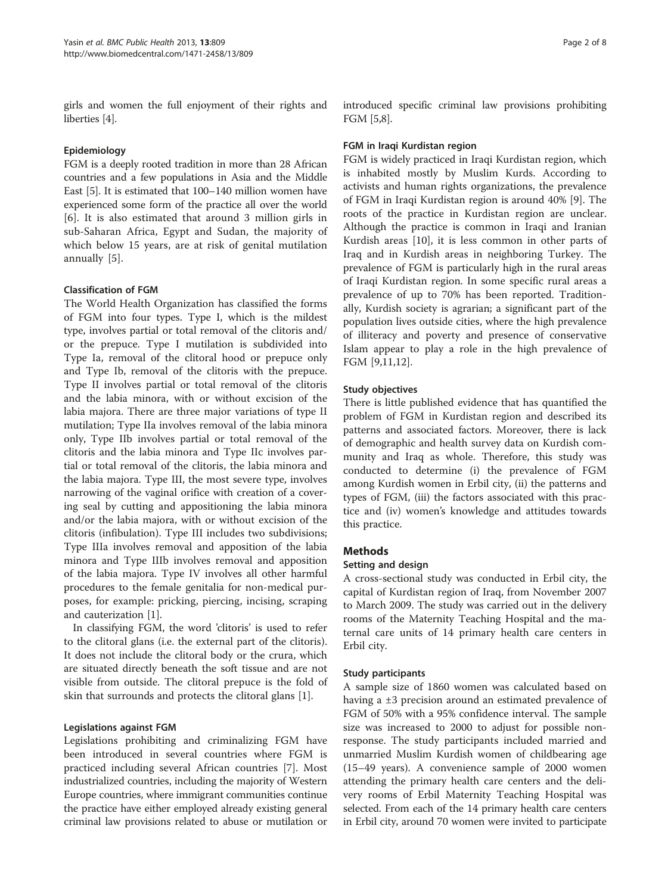girls and women the full enjoyment of their rights and liberties [4].

### Epidemiology

FGM is a deeply rooted tradition in more than 28 African countries and a few populations in Asia and the Middle East [5]. It is estimated that 100–140 million women have experienced some form of the practice all over the world [6]. It is also estimated that around 3 million girls in sub-Saharan Africa, Egypt and Sudan, the majority of which below 15 years, are at risk of genital mutilation annually [5].

### Classification of FGM

The World Health Organization has classified the forms of FGM into four types. Type I, which is the mildest type, involves partial or total removal of the clitoris and/or the prepuce. Type I mutilation is subdivided into Type Ia, removal of the clitoral hood or prepuce only and Type Ib, removal of the clitoris with the prepuce. Type II involves partial or total removal of the clitoris and the labia minora, with or without excision of the labia majora. There are three major variations of type II mutilation; Type IIa involves removal of the labia minora only, Type IIb involves partial or total removal of the clitoris and the labia minora and Type IIc involves partial or total removal of the clitoris, the labia minora and the labia majora. Type III, the most severe type, involves narrowing of the vaginal orifice with creation of a covering seal by cutting and appositioning the labia minora and/or the labia majora, with or without excision of the clitoris (infibulation). Type III includes two subdivisions; Type IIIa involves removal and apposition of the labia minora and Type IIIb involves removal and apposition of the labia majora. Type IV involves all other harmful procedures to the female genitalia for non-medical purposes, for example: pricking, piercing, incising, scraping and cauterization [1].

In classifying FGM, the word 'clitoris' is used to refer to the clitoral glans (i.e. the external part of the clitoris). It does not include the clitoral body or the crura, which are situated directly beneath the soft tissue and are not visible from outside. The clitoral prepuce is the fold of skin that surrounds and protects the clitoral glans [1].

### Legislations against FGM

Legislations prohibiting and criminalizing FGM have been introduced in several countries where FGM is practiced including several African countries [7]. Most industrialized countries, including the majority of Western Europe countries, where immigrant communities continue the practice have either employed already existing general criminal law provisions related to abuse or mutilation or introduced specific criminal law provisions prohibiting FGM [5,8].

### FGM in Iraqi Kurdistan region

FGM is widely practiced in Iraqi Kurdistan region, which is inhabited mostly by Muslim Kurds. According to activists and human rights organizations, the prevalence of FGM in Iraqi Kurdistan region is around 40% [9]. The roots of the practice in Kurdistan region are unclear. Although the practice is common in Iraqi and Iranian Kurdish areas [10], it is less common in other parts of Iraq and in Kurdish areas in neighboring Turkey. The prevalence of FGM is particularly high in the rural areas of Iraqi Kurdistan region. In some specific rural areas a prevalence of up to 70% has been reported. Traditionally, Kurdish society is agrarian; a significant part of the population lives outside cities, where the high prevalence of illiteracy and poverty and presence of conservative Islam appear to play a role in the high prevalence of FGM [9,11,12].

### Study objectives

There is little published evidence that has quantified the problem of FGM in Kurdistan region and described its patterns and associated factors. Moreover, there is lack of demographic and health survey data on Kurdish community and Iraq as whole. Therefore, this study was conducted to determine (i) the prevalence of FGM among Kurdish women in Erbil city, (ii) the patterns and types of FGM, (iii) the factors associated with this practice and (iv) women's knowledge and attitudes towards this practice.

## Methods

### Setting and design

A cross-sectional study was conducted in Erbil city, the capital of Kurdistan region of Iraq, from November 2007 to March 2009. The study was carried out in the delivery rooms of the Maternity Teaching Hospital and the maternal care units of 14 primary health care centers in Erbil city.

### Study participants

A sample size of 1860 women was calculated based on having a ±3 precision around an estimated prevalence of FGM of 50% with a 95% confidence interval. The sample size was increased to 2000 to adjust for possible non-response. The study participants included married and unmarried Muslim Kurdish women of childbearing age (15–49 years). A convenience sample of 2000 women attending the primary health care centers and the delivery rooms of Erbil Maternity Teaching Hospital was selected. From each of the 14 primary health care centers in Erbil city, around 70 women were invited to participate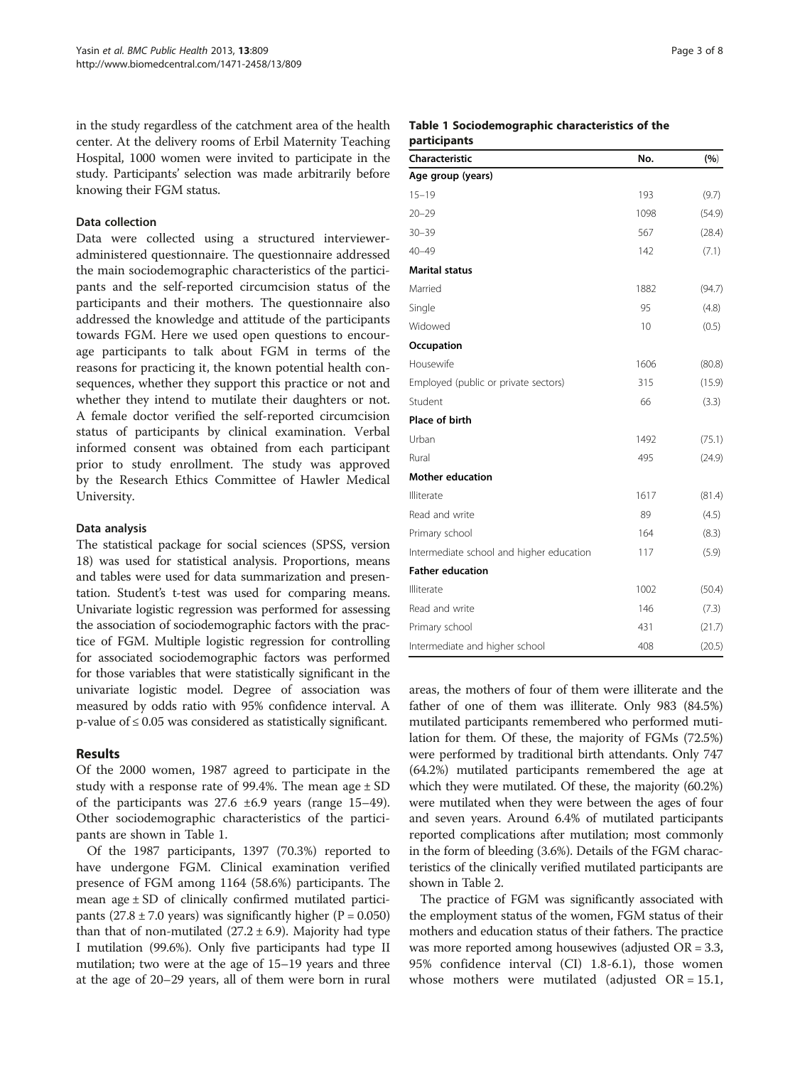in the study regardless of the catchment area of the health center. At the delivery rooms of Erbil Maternity Teaching Hospital, 1000 women were invited to participate in the study. Participants' selection was made arbitrarily before knowing their FGM status.

### Data collection

Data were collected using a structured interviewer-administered questionnaire. The questionnaire addressed the main sociodemographic characteristics of the participants and the self-reported circumcision status of the participants and their mothers. The questionnaire also addressed the knowledge and attitude of the participants towards FGM. Here we used open questions to encourage participants to talk about FGM in terms of the reasons for practicing it, the known potential health consequences, whether they support this practice or not and whether they intend to mutilate their daughters or not. A female doctor verified the self-reported circumcision status of participants by clinical examination. Verbal informed consent was obtained from each participant prior to study enrollment. The study was approved by the Research Ethics Committee of Hawler Medical University.

### Data analysis

The statistical package for social sciences (SPSS, version 18) was used for statistical analysis. Proportions, means and tables were used for data summarization and presentation. Student's t-test was used for comparing means. Univariate logistic regression was performed for assessing the association of sociodemographic factors with the practice of FGM. Multiple logistic regression for controlling for associated sociodemographic factors was performed for those variables that were statistically significant in the univariate logistic model. Degree of association was measured by odds ratio with 95% confidence interval. A p-value of ≤ 0.05 was considered as statistically significant.

## Results

Of the 2000 women, 1987 agreed to participate in the study with a response rate of 99.4%. The mean age ± SD of the participants was 27.6 ±6.9 years (range 15–49). Other sociodemographic characteristics of the participants are shown in Table 1.

Of the 1987 participants, 1397 (70.3%) reported to have undergone FGM. Clinical examination verified presence of FGM among 1164 (58.6%) participants. The mean age ± SD of clinically confirmed mutilated participants (27.8 ± 7.0 years) was significantly higher (P = 0.050) than that of non-mutilated (27.2 ± 6.9). Majority had type I mutilation (99.6%). Only five participants had type II mutilation; two were at the age of 15–19 years and three at the age of 20–29 years, all of them were born in rural areas, the mothers of four of them were illiterate and the father of one of them was illiterate. Only 983 (84.5%) mutilated participants remembered who performed mutilation for them. Of these, the majority of FGMs (72.5%) were performed by traditional birth attendants. Only 747 (64.2%) mutilated participants remembered the age at which they were mutilated. Of these, the majority (60.2%) were mutilated when they were between the ages of four and seven years. Around 6.4% of mutilated participants reported complications after mutilation; most commonly in the form of bleeding (3.6%). Details of the FGM characteristics of the clinically verified mutilated participants are shown in Table 2.

**Table 1 Sociodemographic characteristics of the participants**

| Characteristic | No. | (%) |
|---|---|---|
| **Age group (years)** | | |
| 15–19 | 193 | (9.7) |
| 20–29 | 1098 | (54.9) |
| 30–39 | 567 | (28.4) |
| 40–49 | 142 | (7.1) |
| **Marital status** | | |
| Married | 1882 | (94.7) |
| Single | 95 | (4.8) |
| Widowed | 10 | (0.5) |
| **Occupation** | | |
| Housewife | 1606 | (80.8) |
| Employed (public or private sectors) | 315 | (15.9) |
| Student | 66 | (3.3) |
| **Place of birth** | | |
| Urban | 1492 | (75.1) |
| Rural | 495 | (24.9) |
| **Mother education** | | |
| Illiterate | 1617 | (81.4) |
| Read and write | 89 | (4.5) |
| Primary school | 164 | (8.3) |
| Intermediate school and higher education | 117 | (5.9) |
| **Father education** | | |
| Illiterate | 1002 | (50.4) |
| Read and write | 146 | (7.3) |
| Primary school | 431 | (21.7) |
| Intermediate and higher school | 408 | (20.5) |

The practice of FGM was significantly associated with the employment status of the women, FGM status of their mothers and education status of their fathers. The practice was more reported among housewives (adjusted OR = 3.3, 95% confidence interval (CI) 1.8-6.1), those women whose mothers were mutilated (adjusted OR = 15.1,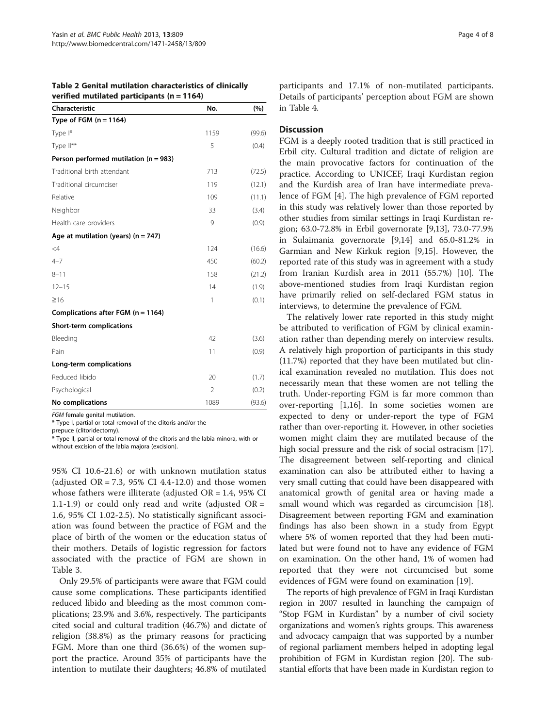**Table 2 Genital mutilation characteristics of clinically verified mutilated participants (n = 1164)**

| Characteristic | No. | (%) |
|---|---|---|
| **Type of FGM (n = 1164)** | | |
| Type I* | 1159 | (99.6) |
| Type II** | 5 | (0.4) |
| **Person performed mutilation (n = 983)** | | |
| Traditional birth attendant | 713 | (72.5) |
| Traditional circumciser | 119 | (12.1) |
| Relative | 109 | (11.1) |
| Neighbor | 33 | (3.4) |
| Health care providers | 9 | (0.9) |
| **Age at mutilation (years) (n = 747)** | | |
| <4 | 124 | (16.6) |
| 4–7 | 450 | (60.2) |
| 8–11 | 158 | (21.2) |
| 12–15 | 14 | (1.9) |
| ≥16 | 1 | (0.1) |
| **Complications after FGM (n = 1164)** | | |
| **Short-term complications** | | |
| Bleeding | 42 | (3.6) |
| Pain | 11 | (0.9) |
| **Long-term complications** | | |
| Reduced libido | 20 | (1.7) |
| Psychological | 2 | (0.2) |
| **No complications** | 1089 | (93.6) |

*FGM* female genital mutilation.
* Type I, partial or total removal of the clitoris and/or the prepuce (clitoridectomy).
* Type II, partial or total removal of the clitoris and the labia minora, with or without excision of the labia majora (excision).

95% CI 10.6-21.6) or with unknown mutilation status (adjusted OR = 7.3, 95% CI 4.4-12.0) and those women whose fathers were illiterate (adjusted OR = 1.4, 95% CI 1.1-1.9) or could only read and write (adjusted OR = 1.6, 95% CI 1.02-2.5). No statistically significant association was found between the practice of FGM and the place of birth of the women or the education status of their mothers. Details of logistic regression for factors associated with the practice of FGM are shown in Table 3.

Only 29.5% of participants were aware that FGM could cause some complications. These participants identified reduced libido and bleeding as the most common complications; 23.9% and 3.6%, respectively. The participants cited social and cultural tradition (46.7%) and dictate of religion (38.8%) as the primary reasons for practicing FGM. More than one third (36.6%) of the women support the practice. Around 35% of participants have the intention to mutilate their daughters; 46.8% of mutilated participants and 17.1% of non-mutilated participants. Details of participants' perception about FGM are shown in Table 4.

## Discussion

FGM is a deeply rooted tradition that is still practiced in Erbil city. Cultural tradition and dictate of religion are the main provocative factors for continuation of the practice. According to UNICEF, Iraqi Kurdistan region and the Kurdish area of Iran have intermediate prevalence of FGM [4]. The high prevalence of FGM reported in this study was relatively lower than those reported by other studies from similar settings in Iraqi Kurdistan region; 63.0-72.8% in Erbil governorate [9,13], 73.0-77.9% in Sulaimania governorate [9,14] and 65.0-81.2% in Garmian and New Kirkuk region [9,15]. However, the reported rate of this study was in agreement with a study from Iranian Kurdish area in 2011 (55.7%) [10]. The above-mentioned studies from Iraqi Kurdistan region have primarily relied on self-declared FGM status in interviews, to determine the prevalence of FGM.

The relatively lower rate reported in this study might be attributed to verification of FGM by clinical examination rather than depending merely on interview results. A relatively high proportion of participants in this study (11.7%) reported that they have been mutilated but clinical examination revealed no mutilation. This does not necessarily mean that these women are not telling the truth. Under-reporting FGM is far more common than over-reporting [1,16]. In some societies women are expected to deny or under-report the type of FGM rather than over-reporting it. However, in other societies women might claim they are mutilated because of the high social pressure and the risk of social ostracism [17]. The disagreement between self-reporting and clinical examination can also be attributed either to having a very small cutting that could have been disappeared with anatomical growth of genital area or having made a small wound which was regarded as circumcision [18]. Disagreement between reporting FGM and examination findings has also been shown in a study from Egypt where 5% of women reported that they had been mutilated but were found not to have any evidence of FGM on examination. On the other hand, 1% of women had reported that they were not circumcised but some evidences of FGM were found on examination [19].

The reports of high prevalence of FGM in Iraqi Kurdistan region in 2007 resulted in launching the campaign of "Stop FGM in Kurdistan" by a number of civil society organizations and women's rights groups. This awareness and advocacy campaign that was supported by a number of regional parliament members helped in adopting legal prohibition of FGM in Kurdistan region [20]. The substantial efforts that have been made in Kurdistan region to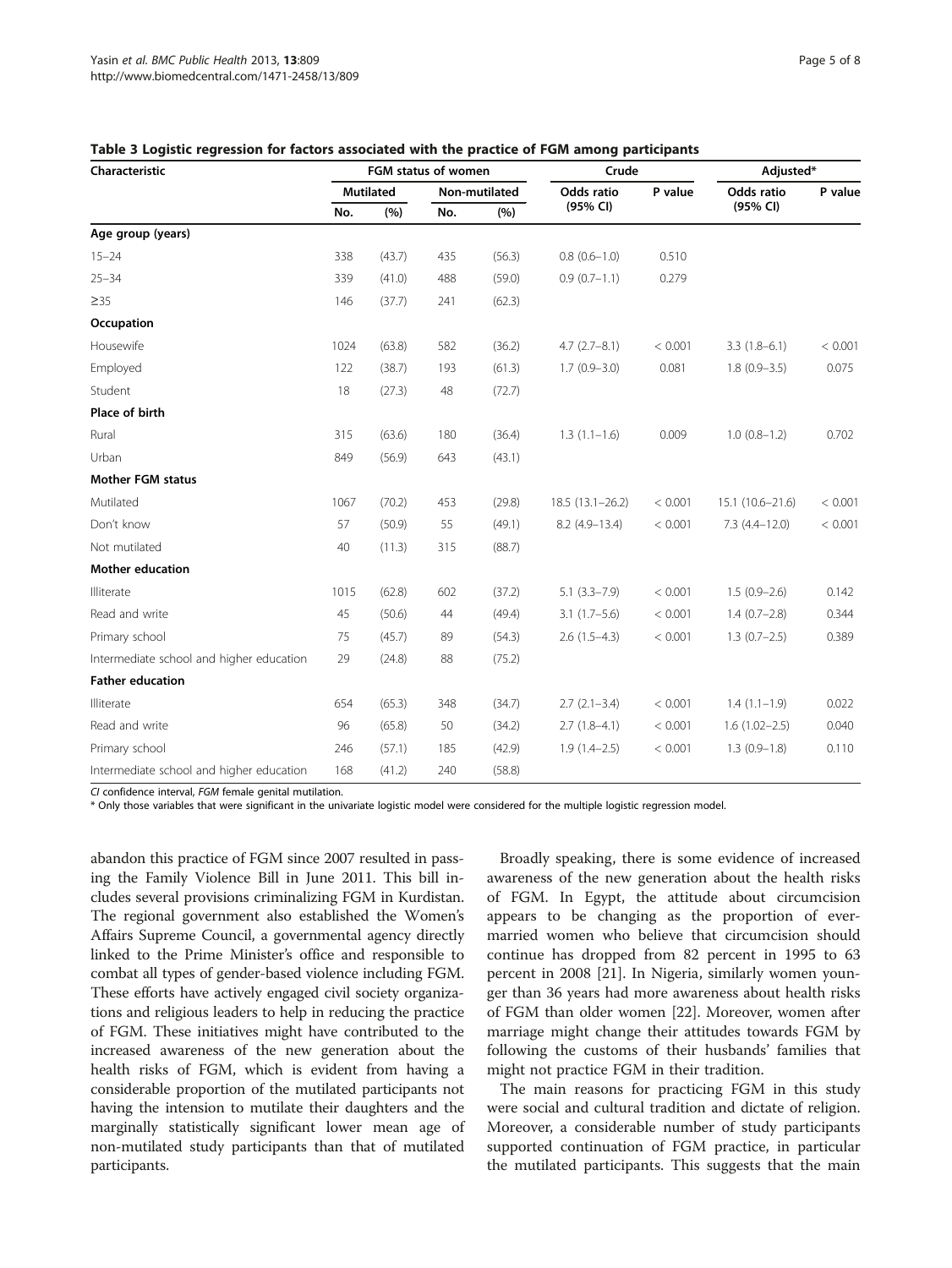**Table 3 Logistic regression for factors associated with the practice of FGM among participants**

| Characteristic | FGM status of women | | | | Crude | | Adjusted* | |
|---|---|---|---|---|---|---|---|---|
| | Mutilated | | Non-mutilated | | Odds ratio (95% CI) | P value | Odds ratio (95% CI) | P value |
| | No. | (%) | No. | (%) | | | | |
| **Age group (years)** | | | | | | | | |
| 15–24 | 338 | (43.7) | 435 | (56.3) | 0.8 (0.6–1.0) | 0.510 | | |
| 25–34 | 339 | (41.0) | 488 | (59.0) | 0.9 (0.7–1.1) | 0.279 | | |
| ≥35 | 146 | (37.7) | 241 | (62.3) | | | | |
| **Occupation** | | | | | | | | |
| Housewife | 1024 | (63.8) | 582 | (36.2) | 4.7 (2.7–8.1) | < 0.001 | 3.3 (1.8–6.1) | < 0.001 |
| Employed | 122 | (38.7) | 193 | (61.3) | 1.7 (0.9–3.0) | 0.081 | 1.8 (0.9–3.5) | 0.075 |
| Student | 18 | (27.3) | 48 | (72.7) | | | | |
| **Place of birth** | | | | | | | | |
| Rural | 315 | (63.6) | 180 | (36.4) | 1.3 (1.1–1.6) | 0.009 | 1.0 (0.8–1.2) | 0.702 |
| Urban | 849 | (56.9) | 643 | (43.1) | | | | |
| **Mother FGM status** | | | | | | | | |
| Mutilated | 1067 | (70.2) | 453 | (29.8) | 18.5 (13.1–26.2) | < 0.001 | 15.1 (10.6–21.6) | < 0.001 |
| Don't know | 57 | (50.9) | 55 | (49.1) | 8.2 (4.9–13.4) | < 0.001 | 7.3 (4.4–12.0) | < 0.001 |
| Not mutilated | 40 | (11.3) | 315 | (88.7) | | | | |
| **Mother education** | | | | | | | | |
| Illiterate | 1015 | (62.8) | 602 | (37.2) | 5.1 (3.3–7.9) | < 0.001 | 1.5 (0.9–2.6) | 0.142 |
| Read and write | 45 | (50.6) | 44 | (49.4) | 3.1 (1.7–5.6) | < 0.001 | 1.4 (0.7–2.8) | 0.344 |
| Primary school | 75 | (45.7) | 89 | (54.3) | 2.6 (1.5–4.3) | < 0.001 | 1.3 (0.7–2.5) | 0.389 |
| Intermediate school and higher education | 29 | (24.8) | 88 | (75.2) | | | | |
| **Father education** | | | | | | | | |
| Illiterate | 654 | (65.3) | 348 | (34.7) | 2.7 (2.1–3.4) | < 0.001 | 1.4 (1.1–1.9) | 0.022 |
| Read and write | 96 | (65.8) | 50 | (34.2) | 2.7 (1.8–4.1) | < 0.001 | 1.6 (1.02–2.5) | 0.040 |
| Primary school | 246 | (57.1) | 185 | (42.9) | 1.9 (1.4–2.5) | < 0.001 | 1.3 (0.9–1.8) | 0.110 |
| Intermediate school and higher education | 168 | (41.2) | 240 | (58.8) | | | | |

*CI* confidence interval, *FGM* female genital mutilation.
* Only those variables that were significant in the univariate logistic model were considered for the multiple logistic regression model.

abandon this practice of FGM since 2007 resulted in passing the Family Violence Bill in June 2011. This bill includes several provisions criminalizing FGM in Kurdistan. The regional government also established the Women's Affairs Supreme Council, a governmental agency directly linked to the Prime Minister's office and responsible to combat all types of gender-based violence including FGM. These efforts have actively engaged civil society organizations and religious leaders to help in reducing the practice of FGM. These initiatives might have contributed to the increased awareness of the new generation about the health risks of FGM, which is evident from having a considerable proportion of the mutilated participants not having the intension to mutilate their daughters and the marginally statistically significant lower mean age of non-mutilated study participants than that of mutilated participants.

Broadly speaking, there is some evidence of increased awareness of the new generation about the health risks of FGM. In Egypt, the attitude about circumcision appears to be changing as the proportion of ever-married women who believe that circumcision should continue has dropped from 82 percent in 1995 to 63 percent in 2008 [21]. In Nigeria, similarly women younger than 36 years had more awareness about health risks of FGM than older women [22]. Moreover, women after marriage might change their attitudes towards FGM by following the customs of their husbands' families that might not practice FGM in their tradition.

The main reasons for practicing FGM in this study were social and cultural tradition and dictate of religion. Moreover, a considerable number of study participants supported continuation of FGM practice, in particular the mutilated participants. This suggests that the main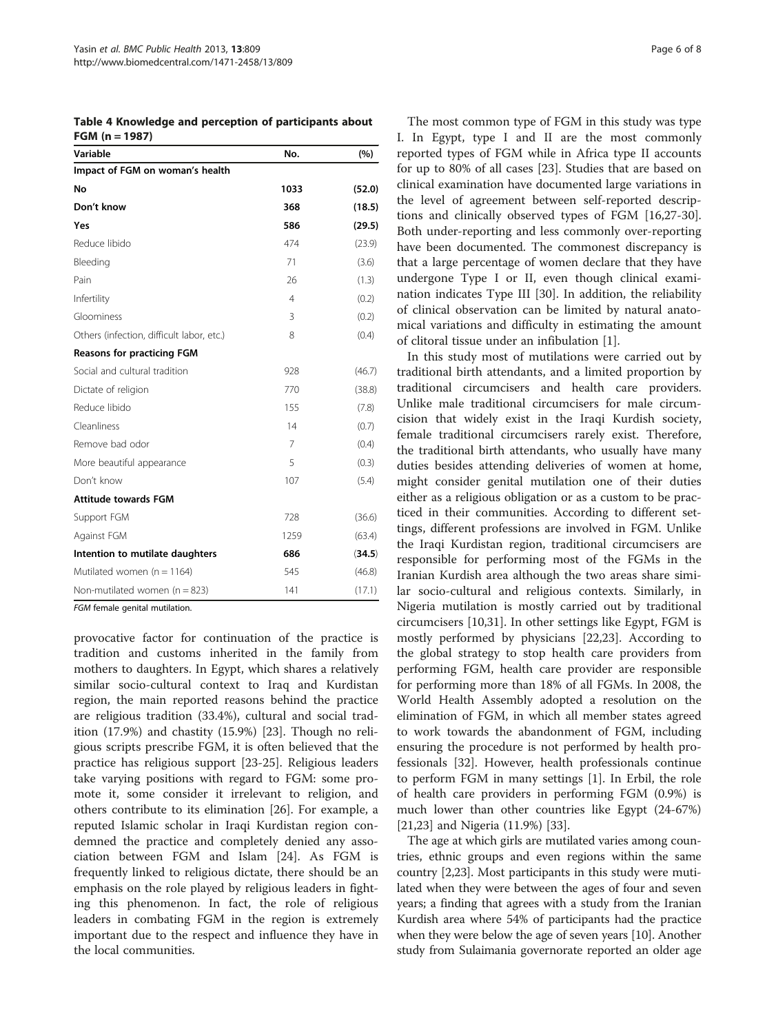**Table 4 Knowledge and perception of participants about FGM (n = 1987)**

| Variable | No. | (%) |
|---|---|---|
| **Impact of FGM on woman's health** | | |
| **No** | **1033** | **(52.0)** |
| **Don't know** | **368** | **(18.5)** |
| **Yes** | **586** | **(29.5)** |
| Reduce libido | 474 | (23.9) |
| Bleeding | 71 | (3.6) |
| Pain | 26 | (1.3) |
| Infertility | 4 | (0.2) |
| Gloominess | 3 | (0.2) |
| Others (infection, difficult labor, etc.) | 8 | (0.4) |
| **Reasons for practicing FGM** | | |
| Social and cultural tradition | 928 | (46.7) |
| Dictate of religion | 770 | (38.8) |
| Reduce libido | 155 | (7.8) |
| Cleanliness | 14 | (0.7) |
| Remove bad odor | 7 | (0.4) |
| More beautiful appearance | 5 | (0.3) |
| Don't know | 107 | (5.4) |
| **Attitude towards FGM** | | |
| Support FGM | 728 | (36.6) |
| Against FGM | 1259 | (63.4) |
| **Intention to mutilate daughters** | **686** | **(34.5)** |
| Mutilated women (n = 1164) | 545 | (46.8) |
| Non-mutilated women (n = 823) | 141 | (17.1) |

*FGM* female genital mutilation.

provocative factor for continuation of the practice is tradition and customs inherited in the family from mothers to daughters. In Egypt, which shares a relatively similar socio-cultural context to Iraq and Kurdistan region, the main reported reasons behind the practice are religious tradition (33.4%), cultural and social tradition (17.9%) and chastity (15.9%) [23]. Though no religious scripts prescribe FGM, it is often believed that the practice has religious support [23-25]. Religious leaders take varying positions with regard to FGM: some promote it, some consider it irrelevant to religion, and others contribute to its elimination [26]. For example, a reputed Islamic scholar in Iraqi Kurdistan region condemned the practice and completely denied any association between FGM and Islam [24]. As FGM is frequently linked to religious dictate, there should be an emphasis on the role played by religious leaders in fighting this phenomenon. In fact, the role of religious leaders in combating FGM in the region is extremely important due to the respect and influence they have in the local communities.

The most common type of FGM in this study was type I. In Egypt, type I and II are the most commonly reported types of FGM while in Africa type II accounts for up to 80% of all cases [23]. Studies that are based on clinical examination have documented large variations in the level of agreement between self-reported descriptions and clinically observed types of FGM [16,27-30]. Both under-reporting and less commonly over-reporting have been documented. The commonest discrepancy is that a large percentage of women declare that they have undergone Type I or II, even though clinical examination indicates Type III [30]. In addition, the reliability of clinical observation can be limited by natural anatomical variations and difficulty in estimating the amount of clitoral tissue under an infibulation [1].

In this study most of mutilations were carried out by traditional birth attendants, and a limited proportion by traditional circumcisers and health care providers. Unlike male traditional circumcisers for male circumcision that widely exist in the Iraqi Kurdish society, female traditional circumcisers rarely exist. Therefore, the traditional birth attendants, who usually have many duties besides attending deliveries of women at home, might consider genital mutilation one of their duties either as a religious obligation or as a custom to be practiced in their communities. According to different settings, different professions are involved in FGM. Unlike the Iraqi Kurdistan region, traditional circumcisers are responsible for performing most of the FGMs in the Iranian Kurdish area although the two areas share similar socio-cultural and religious contexts. Similarly, in Nigeria mutilation is mostly carried out by traditional circumcisers [10,31]. In other settings like Egypt, FGM is mostly performed by physicians [22,23]. According to the global strategy to stop health care providers from performing FGM, health care provider are responsible for performing more than 18% of all FGMs. In 2008, the World Health Assembly adopted a resolution on the elimination of FGM, in which all member states agreed to work towards the abandonment of FGM, including ensuring the procedure is not performed by health professionals [32]. However, health professionals continue to perform FGM in many settings [1]. In Erbil, the role of health care providers in performing FGM (0.9%) is much lower than other countries like Egypt (24-67%) [21,23] and Nigeria (11.9%) [33].

The age at which girls are mutilated varies among countries, ethnic groups and even regions within the same country [2,23]. Most participants in this study were mutilated when they were between the ages of four and seven years; a finding that agrees with a study from the Iranian Kurdish area where 54% of participants had the practice when they were below the age of seven years [10]. Another study from Sulaimania governorate reported an older age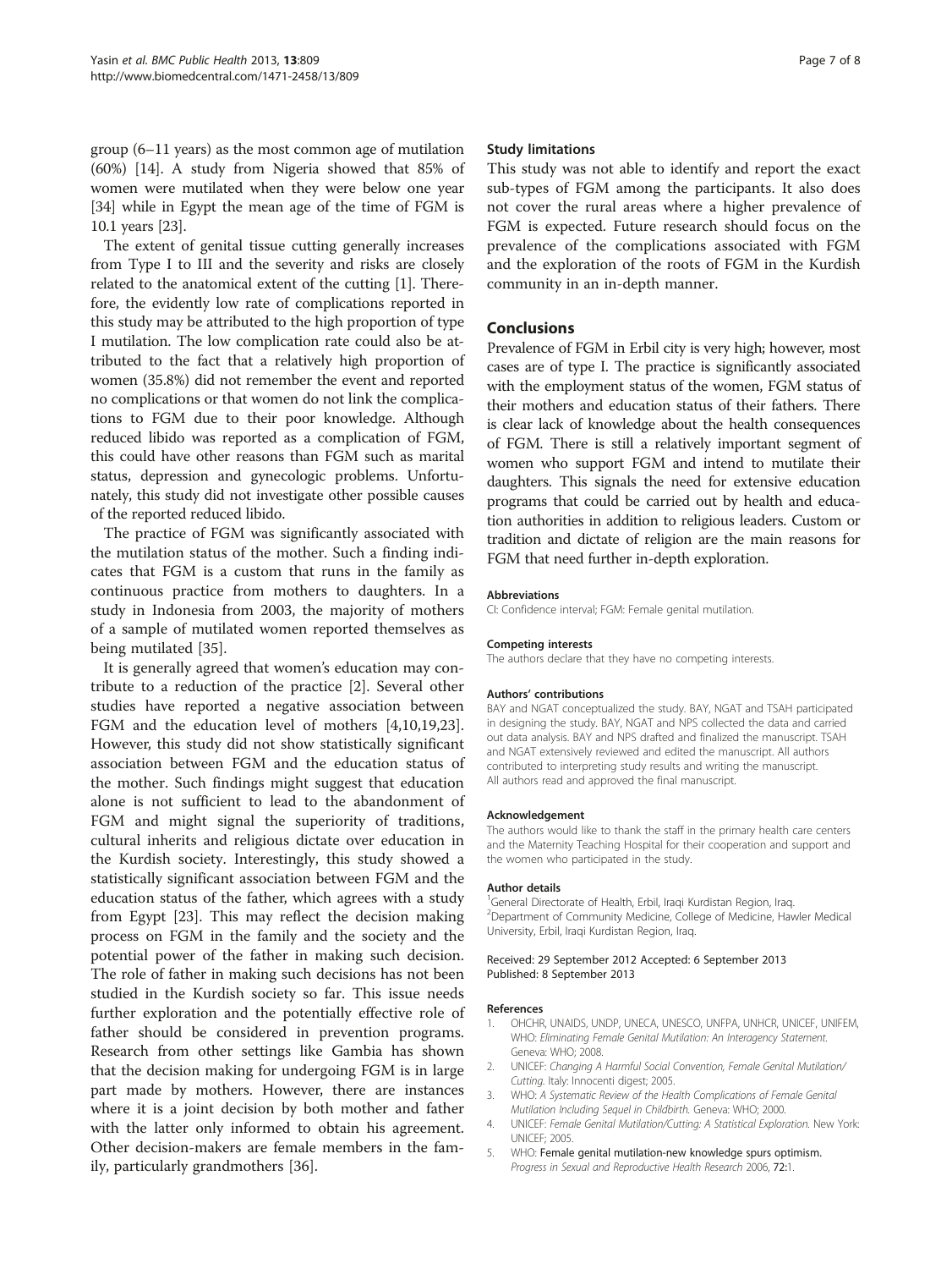group (6–11 years) as the most common age of mutilation (60%) [14]. A study from Nigeria showed that 85% of women were mutilated when they were below one year [34] while in Egypt the mean age of the time of FGM is 10.1 years [23].

The extent of genital tissue cutting generally increases from Type I to III and the severity and risks are closely related to the anatomical extent of the cutting [1]. Therefore, the evidently low rate of complications reported in this study may be attributed to the high proportion of type I mutilation. The low complication rate could also be attributed to the fact that a relatively high proportion of women (35.8%) did not remember the event and reported no complications or that women do not link the complications to FGM due to their poor knowledge. Although reduced libido was reported as a complication of FGM, this could have other reasons than FGM such as marital status, depression and gynecologic problems. Unfortunately, this study did not investigate other possible causes of the reported reduced libido.

The practice of FGM was significantly associated with the mutilation status of the mother. Such a finding indicates that FGM is a custom that runs in the family as continuous practice from mothers to daughters. In a study in Indonesia from 2003, the majority of mothers of a sample of mutilated women reported themselves as being mutilated [35].

It is generally agreed that women's education may contribute to a reduction of the practice [2]. Several other studies have reported a negative association between FGM and the education level of mothers [4,10,19,23]. However, this study did not show statistically significant association between FGM and the education status of the mother. Such findings might suggest that education alone is not sufficient to lead to the abandonment of FGM and might signal the superiority of traditions, cultural inherits and religious dictate over education in the Kurdish society. Interestingly, this study showed a statistically significant association between FGM and the education status of the father, which agrees with a study from Egypt [23]. This may reflect the decision making process on FGM in the family and the society and the potential power of the father in making such decision. The role of father in making such decisions has not been studied in the Kurdish society so far. This issue needs further exploration and the potentially effective role of father should be considered in prevention programs. Research from other settings like Gambia has shown that the decision making for undergoing FGM is in large part made by mothers. However, there are instances where it is a joint decision by both mother and father with the latter only informed to obtain his agreement. Other decision-makers are female members in the family, particularly grandmothers [36].

### Study limitations

This study was not able to identify and report the exact sub-types of FGM among the participants. It also does not cover the rural areas where a higher prevalence of FGM is expected. Future research should focus on the prevalence of the complications associated with FGM and the exploration of the roots of FGM in the Kurdish community in an in-depth manner.

## Conclusions

Prevalence of FGM in Erbil city is very high; however, most cases are of type I. The practice is significantly associated with the employment status of the women, FGM status of their mothers and education status of their fathers. There is clear lack of knowledge about the health consequences of FGM. There is still a relatively important segment of women who support FGM and intend to mutilate their daughters. This signals the need for extensive education programs that could be carried out by health and education authorities in addition to religious leaders. Custom or tradition and dictate of religion are the main reasons for FGM that need further in-depth exploration.

#### Abbreviations

CI: Confidence interval; FGM: Female genital mutilation.

#### Competing interests

The authors declare that they have no competing interests.

#### Authors' contributions

BAY and NGAT conceptualized the study. BAY, NGAT and TSAH participated in designing the study. BAY, NGAT and NPS collected the data and carried out data analysis. BAY and NPS drafted and finalized the manuscript. TSAH and NGAT extensively reviewed and edited the manuscript. All authors contributed to interpreting study results and writing the manuscript. All authors read and approved the final manuscript.

#### Acknowledgement

The authors would like to thank the staff in the primary health care centers and the Maternity Teaching Hospital for their cooperation and support and the women who participated in the study.

#### Author details

[1]General Directorate of Health, Erbil, Iraqi Kurdistan Region, Iraq. [2]Department of Community Medicine, College of Medicine, Hawler Medical University, Erbil, Iraqi Kurdistan Region, Iraq.

Received: 29 September 2012 Accepted: 6 September 2013
Published: 8 September 2013

#### References

1. OHCHR, UNAIDS, UNDP, UNECA, UNESCO, UNFPA, UNHCR, UNICEF, UNIFEM, WHO: *Eliminating Female Genital Mutilation: An Interagency Statement.* Geneva: WHO; 2008.
2. UNICEF: *Changing A Harmful Social Convention, Female Genital Mutilation/Cutting.* Italy: Innocenti digest; 2005.
3. WHO: *A Systematic Review of the Health Complications of Female Genital Mutilation Including Sequel in Childbirth.* Geneva: WHO; 2000.
4. UNICEF: *Female Genital Mutilation/Cutting: A Statistical Exploration.* New York: UNICEF; 2005.
5. WHO: **Female genital mutilation-new knowledge spurs optimism.** *Progress in Sexual and Reproductive Health Research* 2006, **72:**1.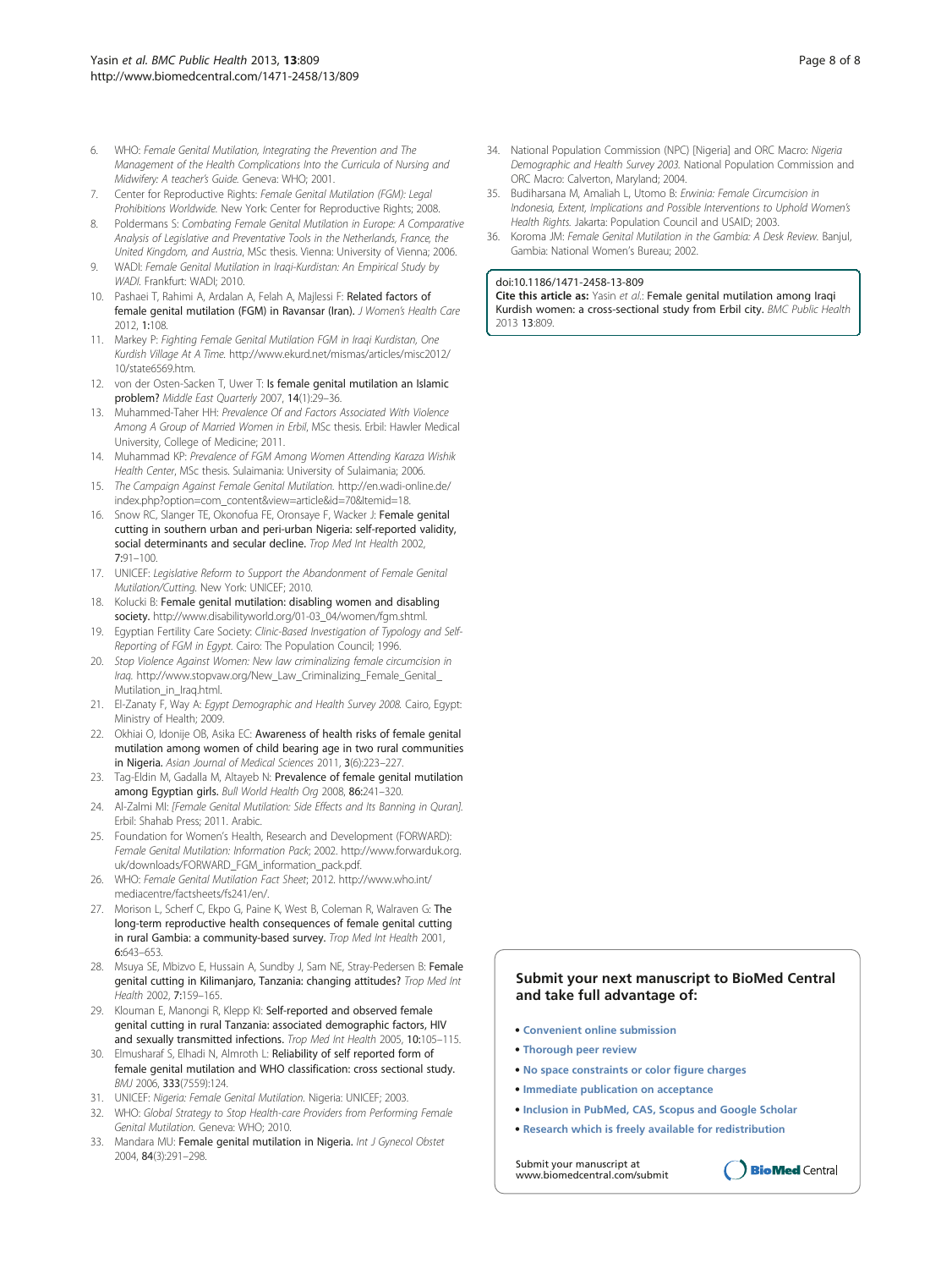6. WHO: *Female Genital Mutilation, Integrating the Prevention and The Management of the Health Complications Into the Curricula of Nursing and Midwifery: A teacher's Guide.* Geneva: WHO; 2001.
7. Center for Reproductive Rights: *Female Genital Mutilation (FGM): Legal Prohibitions Worldwide.* New York: Center for Reproductive Rights; 2008.
8. Poldermans S: *Combating Female Genital Mutilation in Europe: A Comparative Analysis of Legislative and Preventative Tools in the Netherlands, France, the United Kingdom, and Austria*, MSc thesis. Vienna: University of Vienna; 2006.
9. WADI: *Female Genital Mutilation in Iraqi-Kurdistan: An Empirical Study by WADI.* Frankfurt: WADI; 2010.
10. Pashaei T, Rahimi A, Ardalan A, Felah A, Majlessi F: **Related factors of female genital mutilation (FGM) in Ravansar (Iran).** *J Women's Health Care* 2012, **1**:108.
11. Markey P: *Fighting Female Genital Mutilation FGM in Iraqi Kurdistan, One Kurdish Village At A Time.* http://www.ekurd.net/mismas/articles/misc2012/10/state6569.htm.
12. von der Osten-Sacken T, Uwer T: **Is female genital mutilation an Islamic problem?** *Middle East Quarterly* 2007, **14**(1):29–36.
13. Muhammed-Taher HH: *Prevalence Of and Factors Associated With Violence Among A Group of Married Women in Erbil*, MSc thesis. Erbil: Hawler Medical University, College of Medicine; 2011.
14. Muhammad KP: *Prevalence of FGM Among Women Attending Karaza Wishik Health Center*, MSc thesis. Sulaimania: University of Sulaimania; 2006.
15. *The Campaign Against Female Genital Mutilation.* http://en.wadi-online.de/index.php?option=com_content&view=article&id=70&Itemid=18.
16. Snow RC, Slanger TE, Okonofua FE, Oronsaye F, Wacker J: **Female genital cutting in southern urban and peri-urban Nigeria: self-reported validity, social determinants and secular decline.** *Trop Med Int Health* 2002, **7**:91–100.
17. UNICEF: *Legislative Reform to Support the Abandonment of Female Genital Mutilation/Cutting.* New York: UNICEF; 2010.
18. Kolucki B: **Female genital mutilation: disabling women and disabling society.** http://www.disabilityworld.org/01-03_04/women/fgm.shtml.
19. Egyptian Fertility Care Society: *Clinic-Based Investigation of Typology and Self-Reporting of FGM in Egypt.* Cairo: The Population Council; 1996.
20. *Stop Violence Against Women: New law criminalizing female circumcision in Iraq.* http://www.stopvaw.org/New_Law_Criminalizing_Female_Genital_Mutilation_in_Iraq.html.
21. El-Zanaty F, Way A: *Egypt Demographic and Health Survey 2008.* Cairo, Egypt: Ministry of Health; 2009.
22. Okhiai O, Idonije OB, Asika EC: **Awareness of health risks of female genital mutilation among women of child bearing age in two rural communities in Nigeria.** *Asian Journal of Medical Sciences* 2011, **3**(6):223–227.
23. Tag-Eldin M, Gadalla M, Altayeb N: **Prevalence of female genital mutilation among Egyptian girls.** *Bull World Health Org* 2008, **86**:241–320.
24. Al-Zalmi MI: *[Female Genital Mutilation: Side Effects and Its Banning in Quran].* Erbil: Shahab Press; 2011. Arabic.
25. Foundation for Women's Health, Research and Development (FORWARD): *Female Genital Mutilation: Information Pack*; 2002. http://www.forwarduk.org.uk/downloads/FORWARD_FGM_information_pack.pdf.
26. WHO: *Female Genital Mutilation Fact Sheet*; 2012. http://www.who.int/mediacentre/factsheets/fs241/en/.
27. Morison L, Scherf C, Ekpo G, Paine K, West B, Coleman R, Walraven G: **The long-term reproductive health consequences of female genital cutting in rural Gambia: a community-based survey.** *Trop Med Int Health* 2001, **6**:643–653.
28. Msuya SE, Mbizvo E, Hussain A, Sundby J, Sam NE, Stray-Pedersen B: **Female genital cutting in Kilimanjaro, Tanzania: changing attitudes?** *Trop Med Int Health* 2002, **7**:159–165.
29. Klouman E, Manongi R, Klepp KI: **Self-reported and observed female genital cutting in rural Tanzania: associated demographic factors, HIV and sexually transmitted infections.** *Trop Med Int Health* 2005, **10**:105–115.
30. Elmusharaf S, Elhadi N, Almroth L: **Reliability of self reported form of female genital mutilation and WHO classification: cross sectional study.** *BMJ* 2006, **333**(7559):124.
31. UNICEF: *Nigeria: Female Genital Mutilation.* Nigeria: UNICEF; 2003.
32. WHO: *Global Strategy to Stop Health-care Providers from Performing Female Genital Mutilation.* Geneva: WHO; 2010.
33. Mandara MU: **Female genital mutilation in Nigeria.** *Int J Gynecol Obstet* 2004, **84**(3):291–298.
34. National Population Commission (NPC) [Nigeria] and ORC Macro: *Nigeria Demographic and Health Survey 2003.* National Population Commission and ORC Macro: Calverton, Maryland; 2004.
35. Budiharsana M, Amaliah L, Utomo B: *Erwinia: Female Circumcision in Indonesia, Extent, Implications and Possible Interventions to Uphold Women's Health Rights.* Jakarta: Population Council and USAID; 2003.
36. Koroma JM: *Female Genital Mutilation in the Gambia: A Desk Review.* Banjul, Gambia: National Women's Bureau; 2002.

doi:10.1186/1471-2458-13-809

**Cite this article as:** Yasin *et al.*: Female genital mutilation among Iraqi Kurdish women: a cross-sectional study from Erbil city. *BMC Public Health* 2013 **13**:809.

**Submit your next manuscript to BioMed Central and take full advantage of:**

- **Convenient online submission**
- **Thorough peer review**
- **No space constraints or color figure charges**
- **Immediate publication on acceptance**
- **Inclusion in PubMed, CAS, Scopus and Google Scholar**
- **Research which is freely available for redistribution**

Submit your manuscript at www.biomedcentral.com/submit

BioMed Central